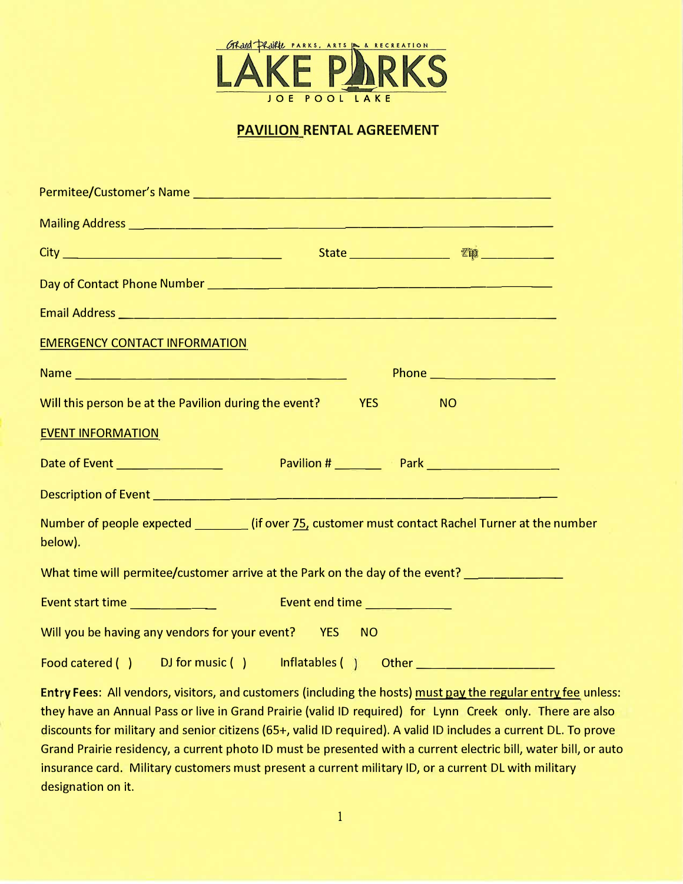Grand Prairie PARKS, ARTS & RECREATION

# LAKE PARKS

JOE POOL LAKE

## PAVILION RENTAL AGREEMENT

Permitee/Customer's Name ______________________________________________

Mailing Address ______________________________________________________

City ______________________________ State ______________ Zip __________

Day of Contact Phone Number ___________________________________________

Email Address ________________________________________________________

EMERGENCY CONTACT INFORMATION

Name ____________________________________ Phone __________________

Will this person be at the Pavilion during the event? YES NO

EVENT INFORMATION

Date of Event ______________ Pavilion # ______ Park __________________

Description of Event _________________________________________________

Number of people expected ________ (if over 75, customer must contact Rachel Turner at the number below).

What time will permitee/customer arrive at the Park on the day of the event? ____________

Event start time ___________ Event end time ___________

Will you be having any vendors for your event? YES NO

Food catered ( ) DJ for music ( ) Inflatables ( ) Other __________________

**Entry Fees**: All vendors, visitors, and customers (including the hosts) must pay the regular entry fee unless: they have an Annual Pass or live in Grand Prairie (valid ID required) for Lynn Creek only. There are also discounts for military and senior citizens (65+, valid ID required). A valid ID includes a current DL. To prove Grand Prairie residency, a current photo ID must be presented with a current electric bill, water bill, or auto insurance card. Military customers must present a current military ID, or a current DL with military designation on it.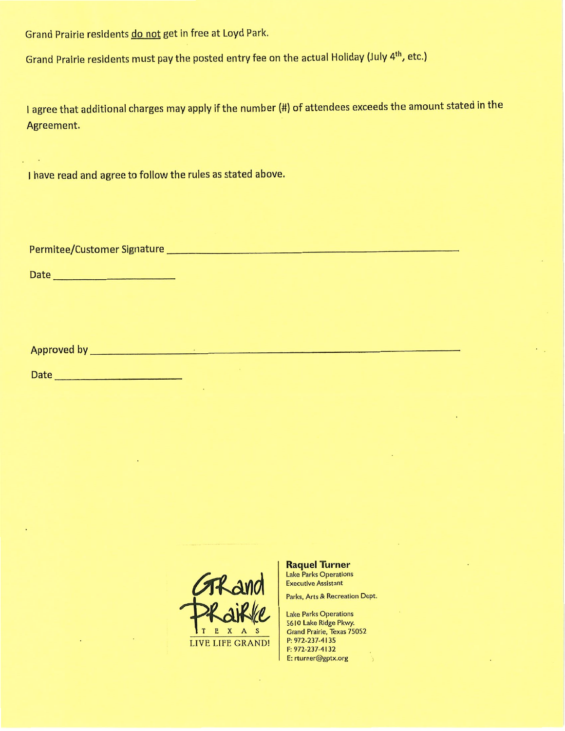Grand Prairie residents <u>do not</u> get in free at Loyd Park.

Grand Prairie residents must pay the posted entry fee on the actual Holiday (July 4th, etc.)

I agree that additional charges may apply if the number (#) of attendees exceeds the amount stated in the Agreement.

I have read and agree to follow the rules as stated above.

Permitee/Customer Signature ____________________________________________

Date ______________________

Approved by ____________________________________________

Date ______________________

Grand Prairie
TEXAS
LIVE LIFE GRAND!

**Raquel Turner**
Lake Parks Operations
Executive Assistant

Parks, Arts & Recreation Dept.

Lake Parks Operations
5610 Lake Ridge Pkwy.
Grand Prairie, Texas 75052
P: 972-237-4135
F: 972-237-4132
E: rturner@gptx.org